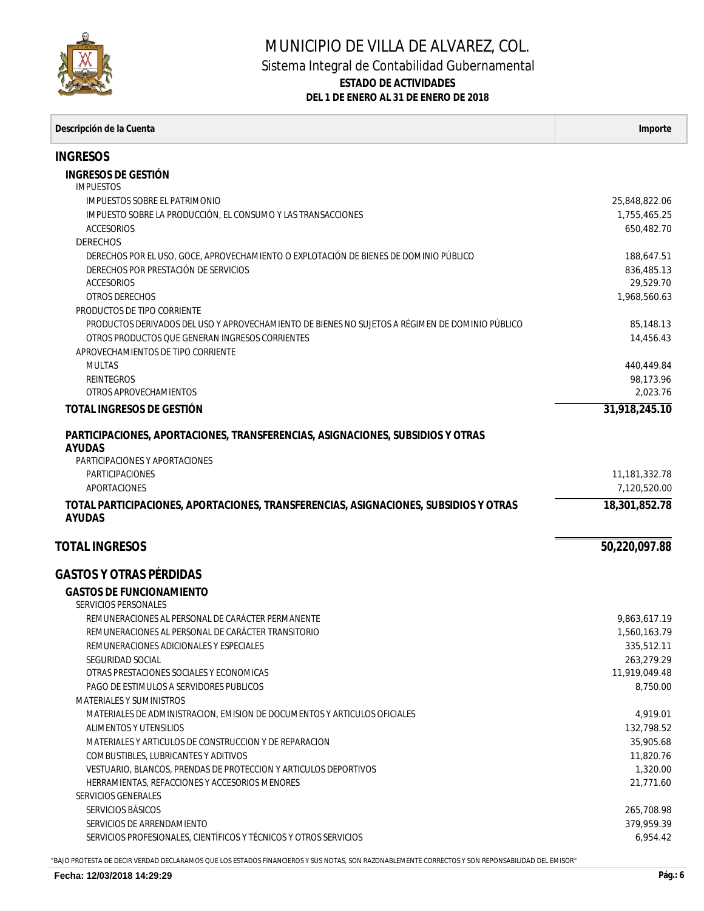# MUNICIPIO DE VILLA DE ALVAREZ, COL.

## Sistema Integral de Contabilidad Gubernamental

**ESTADO DE ACTIVIDADES**

**DEL 1 DE ENERO AL 31 DE ENERO DE 2018**

| Descripción de la Cuenta | Importe |
|---|---|
| **INGRESOS** | |
| **INGRESOS DE GESTIÓN** | |
| IMPUESTOS | |
| IMPUESTOS SOBRE EL PATRIMONIO | 25,848,822.06 |
| IMPUESTO SOBRE LA PRODUCCIÓN, EL CONSUMO Y LAS TRANSACCIONES | 1,755,465.25 |
| ACCESORIOS | 650,482.70 |
| DERECHOS | |
| DERECHOS POR EL USO, GOCE, APROVECHAMIENTO O EXPLOTACIÓN DE BIENES DE DOMINIO PÚBLICO | 188,647.51 |
| DERECHOS POR PRESTACIÓN DE SERVICIOS | 836,485.13 |
| ACCESORIOS | 29,529.70 |
| OTROS DERECHOS | 1,968,560.63 |
| PRODUCTOS DE TIPO CORRIENTE | |
| PRODUCTOS DERIVADOS DEL USO Y APROVECHAMIENTO DE BIENES NO SUJETOS A RÉGIMEN DE DOMINIO PÚBLICO | 85,148.13 |
| OTROS PRODUCTOS QUE GENERAN INGRESOS CORRIENTES | 14,456.43 |
| APROVECHAMIENTOS DE TIPO CORRIENTE | |
| MULTAS | 440,449.84 |
| REINTEGROS | 98,173.96 |
| OTROS APROVECHAMIENTOS | 2,023.76 |
| **TOTAL INGRESOS DE GESTIÓN** | **31,918,245.10** |
| **PARTICIPACIONES, APORTACIONES, TRANSFERENCIAS, ASIGNACIONES, SUBSIDIOS Y OTRAS AYUDAS** | |
| PARTICIPACIONES Y APORTACIONES | |
| PARTICIPACIONES | 11,181,332.78 |
| APORTACIONES | 7,120,520.00 |
| **TOTAL PARTICIPACIONES, APORTACIONES, TRANSFERENCIAS, ASIGNACIONES, SUBSIDIOS Y OTRAS AYUDAS** | **18,301,852.78** |
| **TOTAL INGRESOS** | **50,220,097.88** |
| **GASTOS Y OTRAS PÉRDIDAS** | |
| **GASTOS DE FUNCIONAMIENTO** | |
| SERVICIOS PERSONALES | |
| REMUNERACIONES AL PERSONAL DE CARÁCTER PERMANENTE | 9,863,617.19 |
| REMUNERACIONES AL PERSONAL DE CARÁCTER TRANSITORIO | 1,560,163.79 |
| REMUNERACIONES ADICIONALES Y ESPECIALES | 335,512.11 |
| SEGURIDAD SOCIAL | 263,279.29 |
| OTRAS PRESTACIONES SOCIALES Y ECONOMICAS | 11,919,049.48 |
| PAGO DE ESTIMULOS A SERVIDORES PUBLICOS | 8,750.00 |
| MATERIALES Y SUMINISTROS | |
| MATERIALES DE ADMINISTRACION, EMISION DE DOCUMENTOS Y ARTICULOS OFICIALES | 4,919.01 |
| ALIMENTOS Y UTENSILIOS | 132,798.52 |
| MATERIALES Y ARTICULOS DE CONSTRUCCION Y DE REPARACION | 35,905.68 |
| COMBUSTIBLES, LUBRICANTES Y ADITIVOS | 11,820.76 |
| VESTUARIO, BLANCOS, PRENDAS DE PROTECCION Y ARTICULOS DEPORTIVOS | 1,320.00 |
| HERRAMIENTAS, REFACCIONES Y ACCESORIOS MENORES | 21,771.60 |
| SERVICIOS GENERALES | |
| SERVICIOS BÁSICOS | 265,708.98 |
| SERVICIOS DE ARRENDAMIENTO | 379,959.39 |
| SERVICIOS PROFESIONALES, CIENTÍFICOS Y TÉCNICOS Y OTROS SERVICIOS | 6,954.42 |

"BAJO PROTESTA DE DECIR VERDAD DECLARAMOS QUE LOS ESTADOS FINANCIEROS Y SUS NOTAS, SON RAZONABLEMENTE CORRECTOS Y SON REPONSABILIDAD DEL EMISOR"

Fecha: 12/03/2018 14:29:29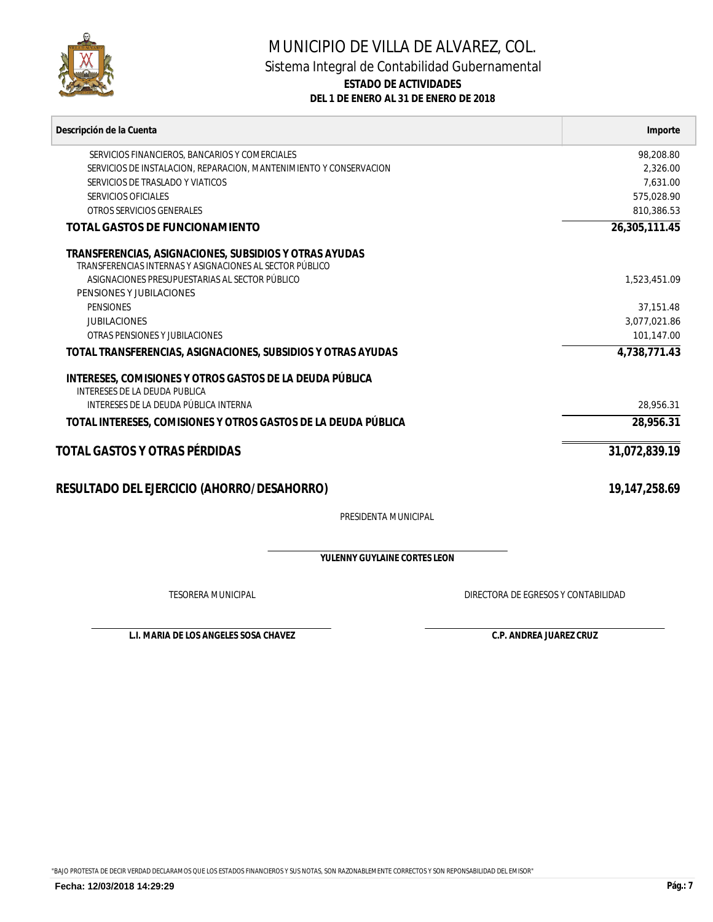# MUNICIPIO DE VILLA DE ALVAREZ, COL.

## Sistema Integral de Contabilidad Gubernamental

**ESTADO DE ACTIVIDADES**

**DEL 1 DE ENERO AL 31 DE ENERO DE 2018**

| Descripción de la Cuenta | Importe |
|---|---|
| SERVICIOS FINANCIEROS, BANCARIOS Y COMERCIALES | 98,208.80 |
| SERVICIOS DE INSTALACION, REPARACION, MANTENIMIENTO Y CONSERVACION | 2,326.00 |
| SERVICIOS DE TRASLADO Y VIATICOS | 7,631.00 |
| SERVICIOS OFICIALES | 575,028.90 |
| OTROS SERVICIOS GENERALES | 810,386.53 |
| **TOTAL GASTOS DE FUNCIONAMIENTO** | **26,305,111.45** |
| **TRANSFERENCIAS, ASIGNACIONES, SUBSIDIOS Y OTRAS AYUDAS** | |
| TRANSFERENCIAS INTERNAS Y ASIGNACIONES AL SECTOR PÚBLICO | |
| ASIGNACIONES PRESUPUESTARIAS AL SECTOR PÚBLICO | 1,523,451.09 |
| PENSIONES Y JUBILACIONES | |
| PENSIONES | 37,151.48 |
| JUBILACIONES | 3,077,021.86 |
| OTRAS PENSIONES Y JUBILACIONES | 101,147.00 |
| **TOTAL TRANSFERENCIAS, ASIGNACIONES, SUBSIDIOS Y OTRAS AYUDAS** | **4,738,771.43** |
| **INTERESES, COMISIONES Y OTROS GASTOS DE LA DEUDA PÚBLICA** | |
| INTERESES DE LA DEUDA PUBLICA | |
| INTERESES DE LA DEUDA PÚBLICA INTERNA | 28,956.31 |
| **TOTAL INTERESES, COMISIONES Y OTROS GASTOS DE LA DEUDA PÚBLICA** | **28,956.31** |
| **TOTAL GASTOS Y OTRAS PÉRDIDAS** | **31,072,839.19** |
| **RESULTADO DEL EJERCICIO (AHORRO/DESAHORRO)** | **19,147,258.69** |

PRESIDENTA MUNICIPAL

**YULENNY GUYLAINE CORTES LEON**

TESORERA MUNICIPAL

**L.I. MARIA DE LOS ANGELES SOSA CHAVEZ**

DIRECTORA DE EGRESOS Y CONTABILIDAD

**C.P. ANDREA JUAREZ CRUZ**

"BAJO PROTESTA DE DECIR VERDAD DECLARAMOS QUE LOS ESTADOS FINANCIEROS Y SUS NOTAS, SON RAZONABLEMENTE CORRECTOS Y SON REPONSABILIDAD DEL EMISOR"

Fecha: 12/03/2018 14:29:29